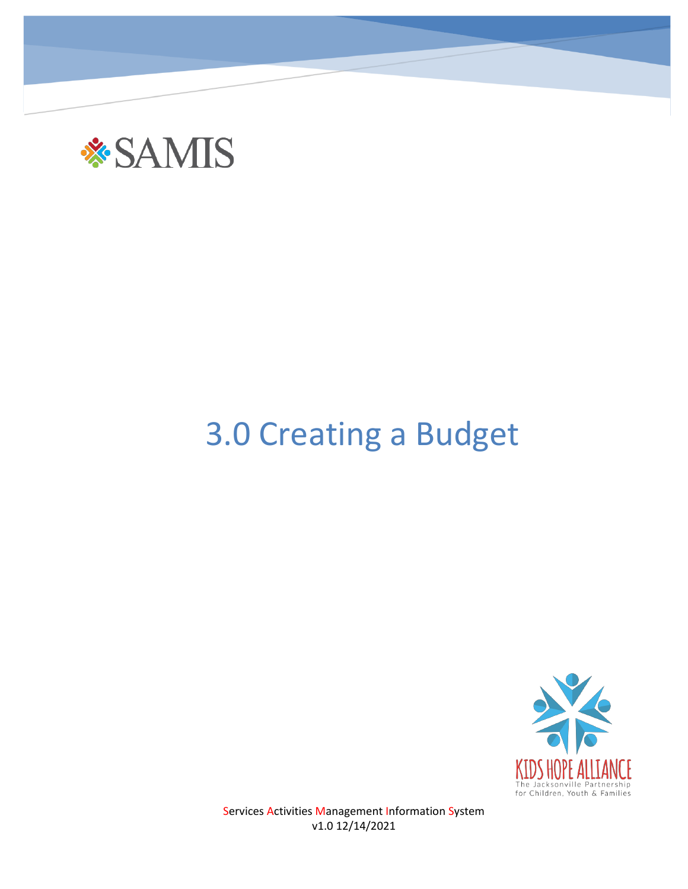SAMIS

# 3.0 Creating a Budget

KIDS HOPE ALLIANCE
The Jacksonville Partnership for Children, Youth & Families

Services Activities Management Information System
v1.0 12/14/2021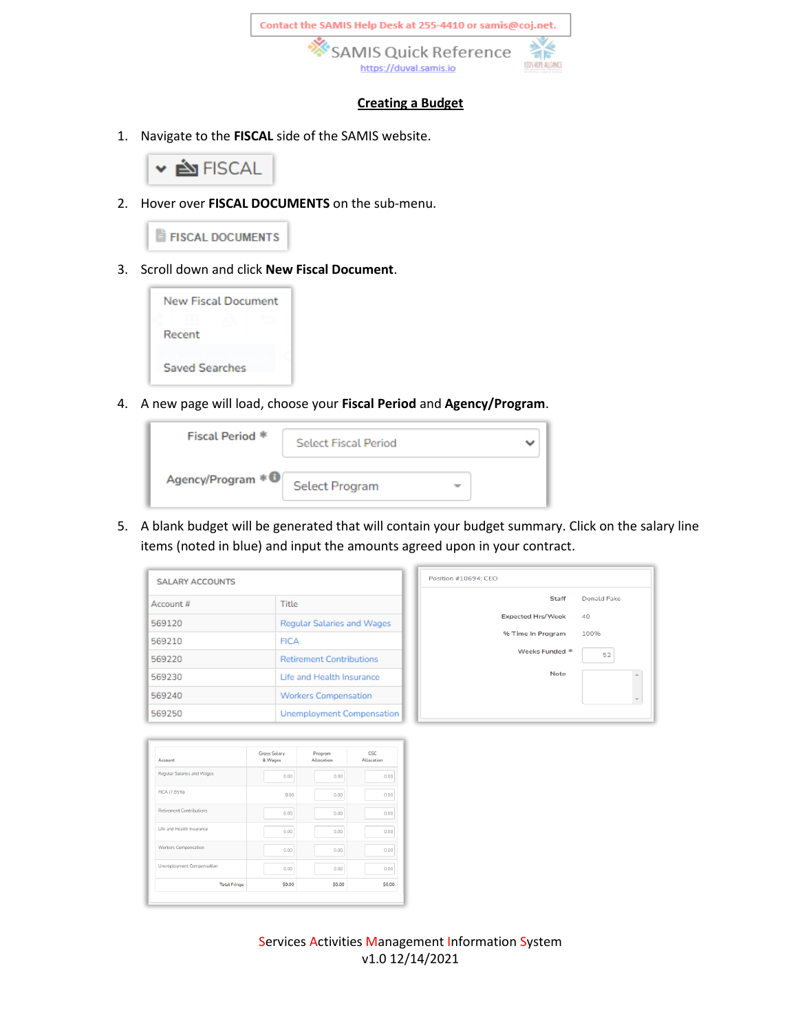Contact the SAMIS Help Desk at 255-4410 or samis@coj.net.

SAMIS Quick Reference

https://duval.samis.io

## Creating a Budget

1. Navigate to the **FISCAL** side of the SAMIS website.

   FISCAL

2. Hover over **FISCAL DOCUMENTS** on the sub-menu.

   FISCAL DOCUMENTS

3. Scroll down and click **New Fiscal Document**.

   New Fiscal Document
   Recent
   Saved Searches

4. A new page will load, choose your **Fiscal Period** and **Agency/Program**.

   Fiscal Period * Select Fiscal Period
   Agency/Program * Select Program

5. A blank budget will be generated that will contain your budget summary. Click on the salary line items (noted in blue) and input the amounts agreed upon in your contract.

SALARY ACCOUNTS

| Account # | Title |
|---|---|
| 569120 | Regular Salaries and Wages |
| 569210 | FICA |
| 569220 | Retirement Contributions |
| 569230 | Life and Health Insurance |
| 569240 | Workers Compensation |
| 569250 | Unemployment Compensation |

Position #10694: CEO

| | |
|---|---|
| Staff | Donald Fake |
| Expected Hrs/Week | 40 |
| % Time In Program | 100% |
| Weeks Funded * | 52 |
| Note | |

| Account | Gross Salary & Wages | Program Allocation | CSC Allocation |
|---|---|---|---|
| Regular Salaries and Wages | 0.00 | 0.00 | 0.00 |
| FICA (7.65%) | 0.00 | 0.00 | 0.00 |
| Retirement Contributions | 0.00 | 0.00 | 0.00 |
| Life and Health Insurance | 0.00 | 0.00 | 0.00 |
| Workers Compensation | 0.00 | 0.00 | 0.00 |
| Unemployment Compensation | 0.00 | 0.00 | 0.00 |
| Total Fringe | $0.00 | $0.00 | $0.00 |

Services Activities Management Information System
v1.0 12/14/2021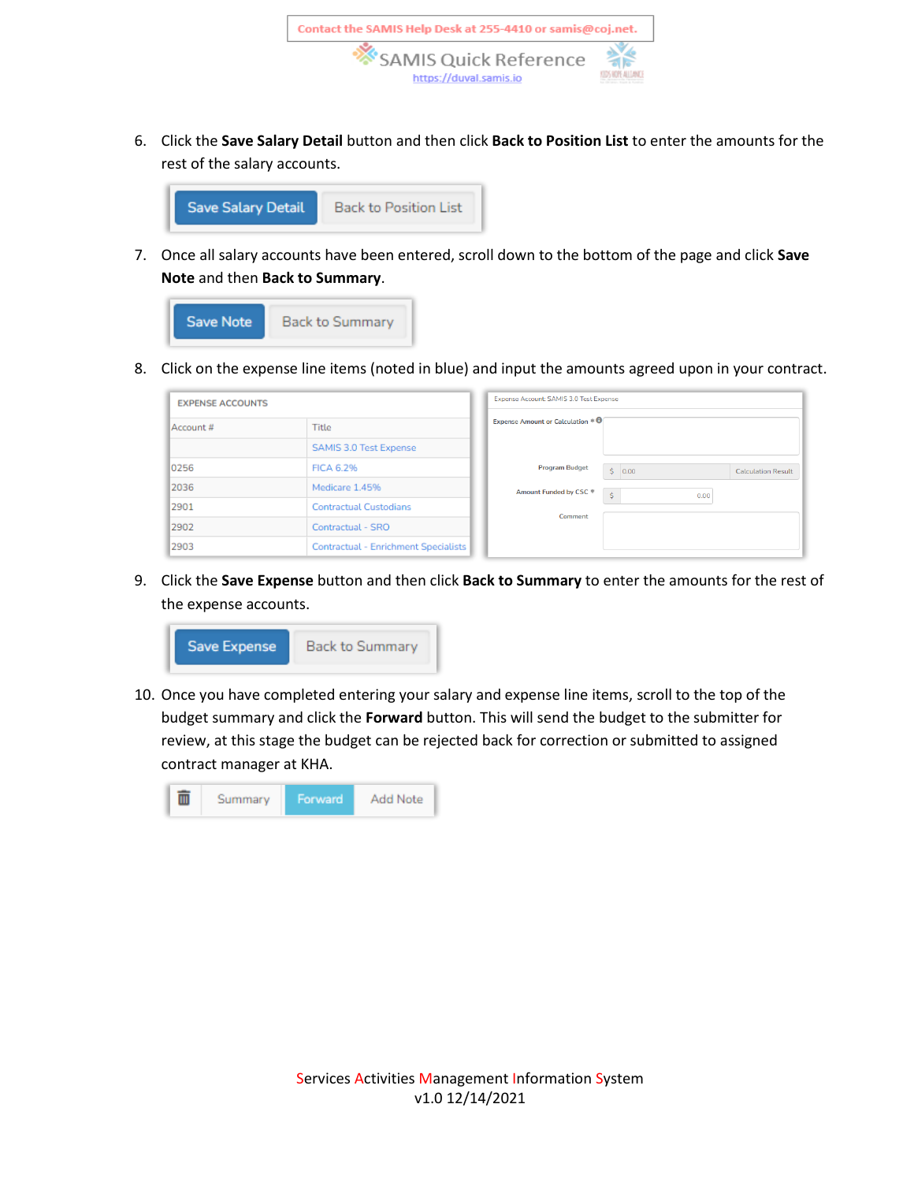6. Click the **Save Salary Detail** button and then click **Back to Position List** to enter the amounts for the rest of the salary accounts.

Save Salary Detail | Back to Position List

7. Once all salary accounts have been entered, scroll down to the bottom of the page and click **Save Note** and then **Back to Summary**.

Save Note | Back to Summary

8. Click on the expense line items (noted in blue) and input the amounts agreed upon in your contract.

EXPENSE ACCOUNTS

| Account # | Title |
|---|---|
| | SAMIS 3.0 Test Expense |
| 0256 | FICA 6.2% |
| 2036 | Medicare 1.45% |
| 2901 | Contractual Custodians |
| 2902 | Contractual - SRO |
| 2903 | Contractual - Enrichment Specialists |

Expense Account: SAMIS 3.0 Test Expense

Expense Amount or Calculation *

Program Budget $ 0.00 Calculation Result

Amount Funded by CSC * $ 0.00

Comment

9. Click the **Save Expense** button and then click **Back to Summary** to enter the amounts for the rest of the expense accounts.

Save Expense | Back to Summary

10. Once you have completed entering your salary and expense line items, scroll to the top of the budget summary and click the **Forward** button. This will send the budget to the submitter for review, at this stage the budget can be rejected back for correction or submitted to assigned contract manager at KHA.

Summary | Forward | Add Note